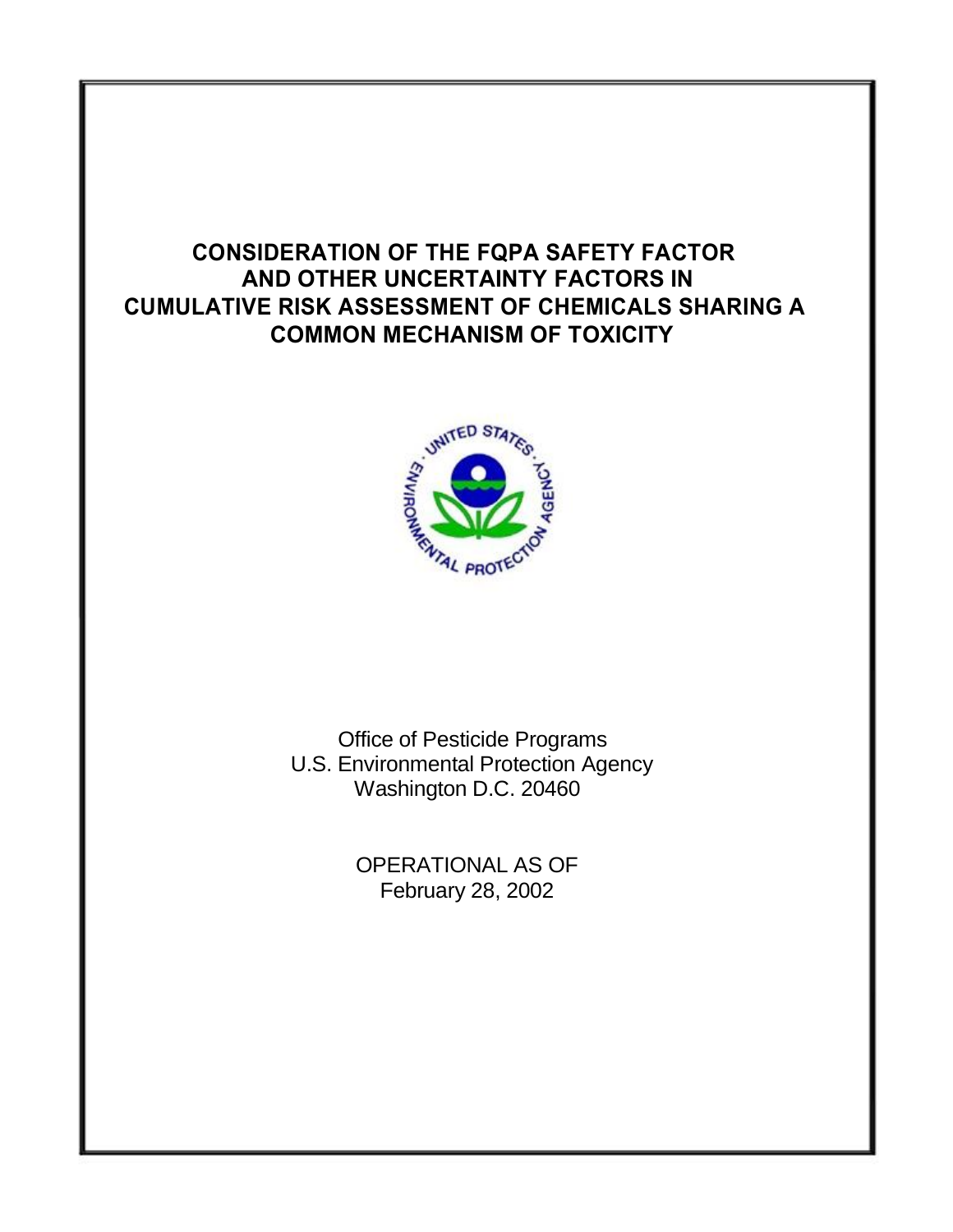# CONSIDERATION OF THE FQPA SAFETY FACTOR AND OTHER UNCERTAINTY FACTORS IN CUMULATIVE RISK ASSESSMENT OF CHEMICALS SHARING A COMMON MECHANISM OF TOXICITY

Office of Pesticide Programs
U.S. Environmental Protection Agency
Washington D.C. 20460

OPERATIONAL AS OF
February 28, 2002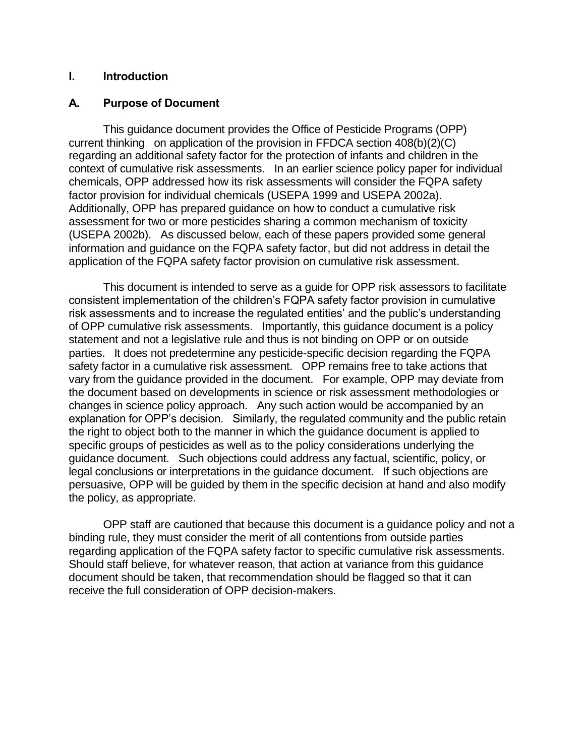# I. Introduction

## A. Purpose of Document

This guidance document provides the Office of Pesticide Programs (OPP) current thinking on application of the provision in FFDCA section 408(b)(2)(C) regarding an additional safety factor for the protection of infants and children in the context of cumulative risk assessments. In an earlier science policy paper for individual chemicals, OPP addressed how its risk assessments will consider the FQPA safety factor provision for individual chemicals (USEPA 1999 and USEPA 2002a). Additionally, OPP has prepared guidance on how to conduct a cumulative risk assessment for two or more pesticides sharing a common mechanism of toxicity (USEPA 2002b). As discussed below, each of these papers provided some general information and guidance on the FQPA safety factor, but did not address in detail the application of the FQPA safety factor provision on cumulative risk assessment.

This document is intended to serve as a guide for OPP risk assessors to facilitate consistent implementation of the children's FQPA safety factor provision in cumulative risk assessments and to increase the regulated entities' and the public's understanding of OPP cumulative risk assessments. Importantly, this guidance document is a policy statement and not a legislative rule and thus is not binding on OPP or on outside parties. It does not predetermine any pesticide-specific decision regarding the FQPA safety factor in a cumulative risk assessment. OPP remains free to take actions that vary from the guidance provided in the document. For example, OPP may deviate from the document based on developments in science or risk assessment methodologies or changes in science policy approach. Any such action would be accompanied by an explanation for OPP's decision. Similarly, the regulated community and the public retain the right to object both to the manner in which the guidance document is applied to specific groups of pesticides as well as to the policy considerations underlying the guidance document. Such objections could address any factual, scientific, policy, or legal conclusions or interpretations in the guidance document. If such objections are persuasive, OPP will be guided by them in the specific decision at hand and also modify the policy, as appropriate.

OPP staff are cautioned that because this document is a guidance policy and not a binding rule, they must consider the merit of all contentions from outside parties regarding application of the FQPA safety factor to specific cumulative risk assessments. Should staff believe, for whatever reason, that action at variance from this guidance document should be taken, that recommendation should be flagged so that it can receive the full consideration of OPP decision-makers.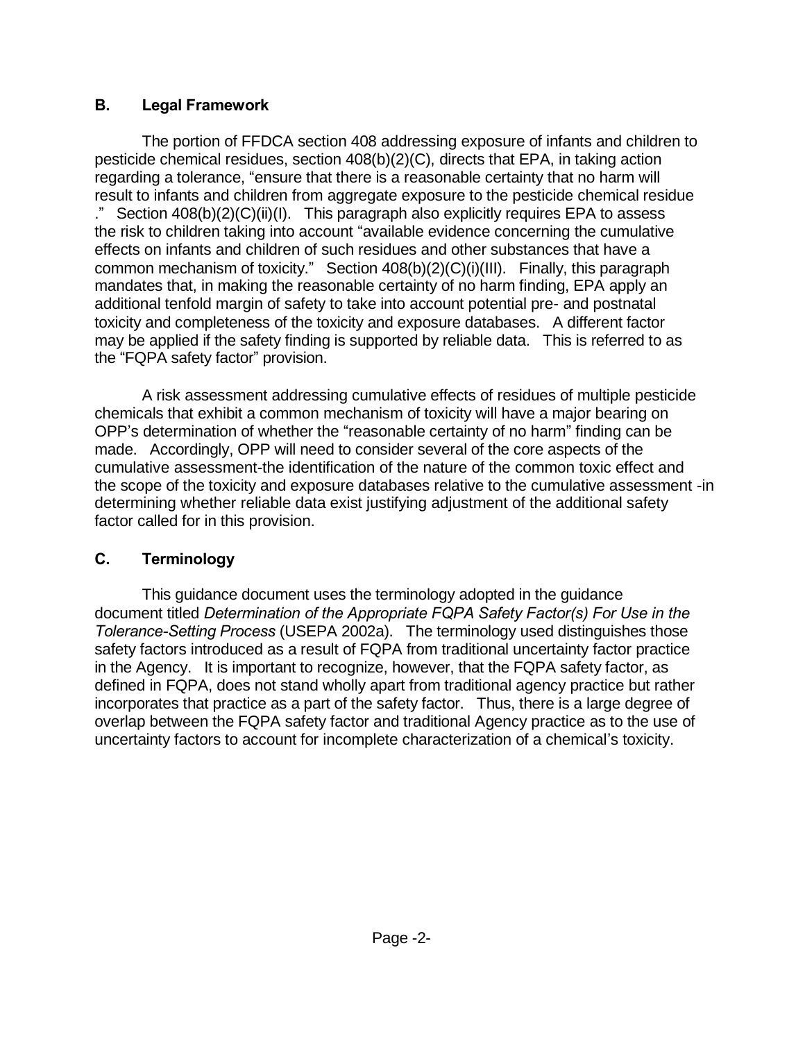## B. Legal Framework

The portion of FFDCA section 408 addressing exposure of infants and children to pesticide chemical residues, section 408(b)(2)(C), directs that EPA, in taking action regarding a tolerance, "ensure that there is a reasonable certainty that no harm will result to infants and children from aggregate exposure to the pesticide chemical residue ." Section 408(b)(2)(C)(ii)(I). This paragraph also explicitly requires EPA to assess the risk to children taking into account "available evidence concerning the cumulative effects on infants and children of such residues and other substances that have a common mechanism of toxicity." Section 408(b)(2)(C)(i)(III). Finally, this paragraph mandates that, in making the reasonable certainty of no harm finding, EPA apply an additional tenfold margin of safety to take into account potential pre- and postnatal toxicity and completeness of the toxicity and exposure databases. A different factor may be applied if the safety finding is supported by reliable data. This is referred to as the "FQPA safety factor" provision.

A risk assessment addressing cumulative effects of residues of multiple pesticide chemicals that exhibit a common mechanism of toxicity will have a major bearing on OPP's determination of whether the "reasonable certainty of no harm" finding can be made. Accordingly, OPP will need to consider several of the core aspects of the cumulative assessment-the identification of the nature of the common toxic effect and the scope of the toxicity and exposure databases relative to the cumulative assessment -in determining whether reliable data exist justifying adjustment of the additional safety factor called for in this provision.

## C. Terminology

This guidance document uses the terminology adopted in the guidance document titled *Determination of the Appropriate FQPA Safety Factor(s) For Use in the Tolerance-Setting Process* (USEPA 2002a). The terminology used distinguishes those safety factors introduced as a result of FQPA from traditional uncertainty factor practice in the Agency. It is important to recognize, however, that the FQPA safety factor, as defined in FQPA, does not stand wholly apart from traditional agency practice but rather incorporates that practice as a part of the safety factor. Thus, there is a large degree of overlap between the FQPA safety factor and traditional Agency practice as to the use of uncertainty factors to account for incomplete characterization of a chemical's toxicity.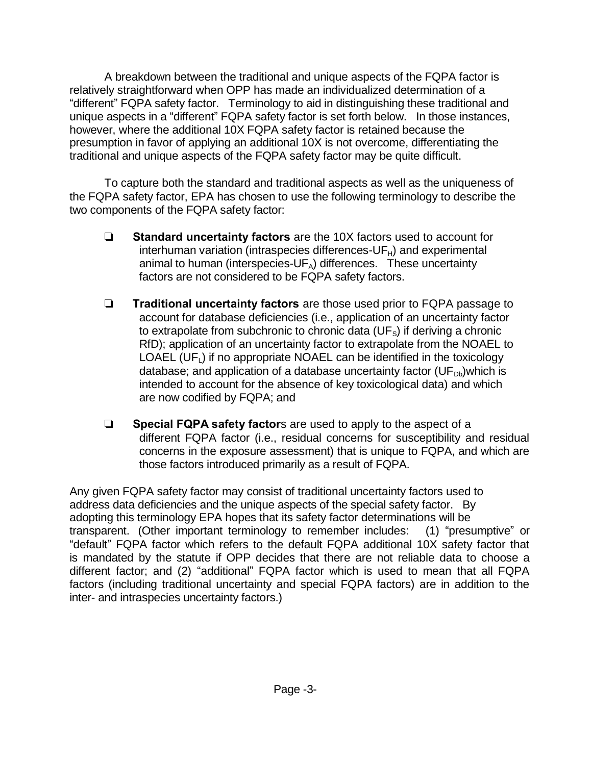A breakdown between the traditional and unique aspects of the FQPA factor is relatively straightforward when OPP has made an individualized determination of a "different" FQPA safety factor. Terminology to aid in distinguishing these traditional and unique aspects in a "different" FQPA safety factor is set forth below. In those instances, however, where the additional 10X FQPA safety factor is retained because the presumption in favor of applying an additional 10X is not overcome, differentiating the traditional and unique aspects of the FQPA safety factor may be quite difficult.

To capture both the standard and traditional aspects as well as the uniqueness of the FQPA safety factor, EPA has chosen to use the following terminology to describe the two components of the FQPA safety factor:

- **Standard uncertainty factors** are the 10X factors used to account for interhuman variation (intraspecies differences-$UF_H$) and experimental animal to human (interspecies-$UF_A$) differences. These uncertainty factors are not considered to be FQPA safety factors.

- **Traditional uncertainty factors** are those used prior to FQPA passage to account for database deficiencies (i.e., application of an uncertainty factor to extrapolate from subchronic to chronic data ($UF_S$) if deriving a chronic RfD); application of an uncertainty factor to extrapolate from the NOAEL to LOAEL ($UF_L$) if no appropriate NOAEL can be identified in the toxicology database; and application of a database uncertainty factor ($UF_{Db}$)which is intended to account for the absence of key toxicological data) and which are now codified by FQPA; and

- **Special FQPA safety factor**s are used to apply to the aspect of a different FQPA factor (i.e., residual concerns for susceptibility and residual concerns in the exposure assessment) that is unique to FQPA, and which are those factors introduced primarily as a result of FQPA.

Any given FQPA safety factor may consist of traditional uncertainty factors used to address data deficiencies and the unique aspects of the special safety factor. By adopting this terminology EPA hopes that its safety factor determinations will be transparent. (Other important terminology to remember includes: (1) "presumptive" or "default" FQPA factor which refers to the default FQPA additional 10X safety factor that is mandated by the statute if OPP decides that there are not reliable data to choose a different factor; and (2) "additional" FQPA factor which is used to mean that all FQPA factors (including traditional uncertainty and special FQPA factors) are in addition to the inter- and intraspecies uncertainty factors.)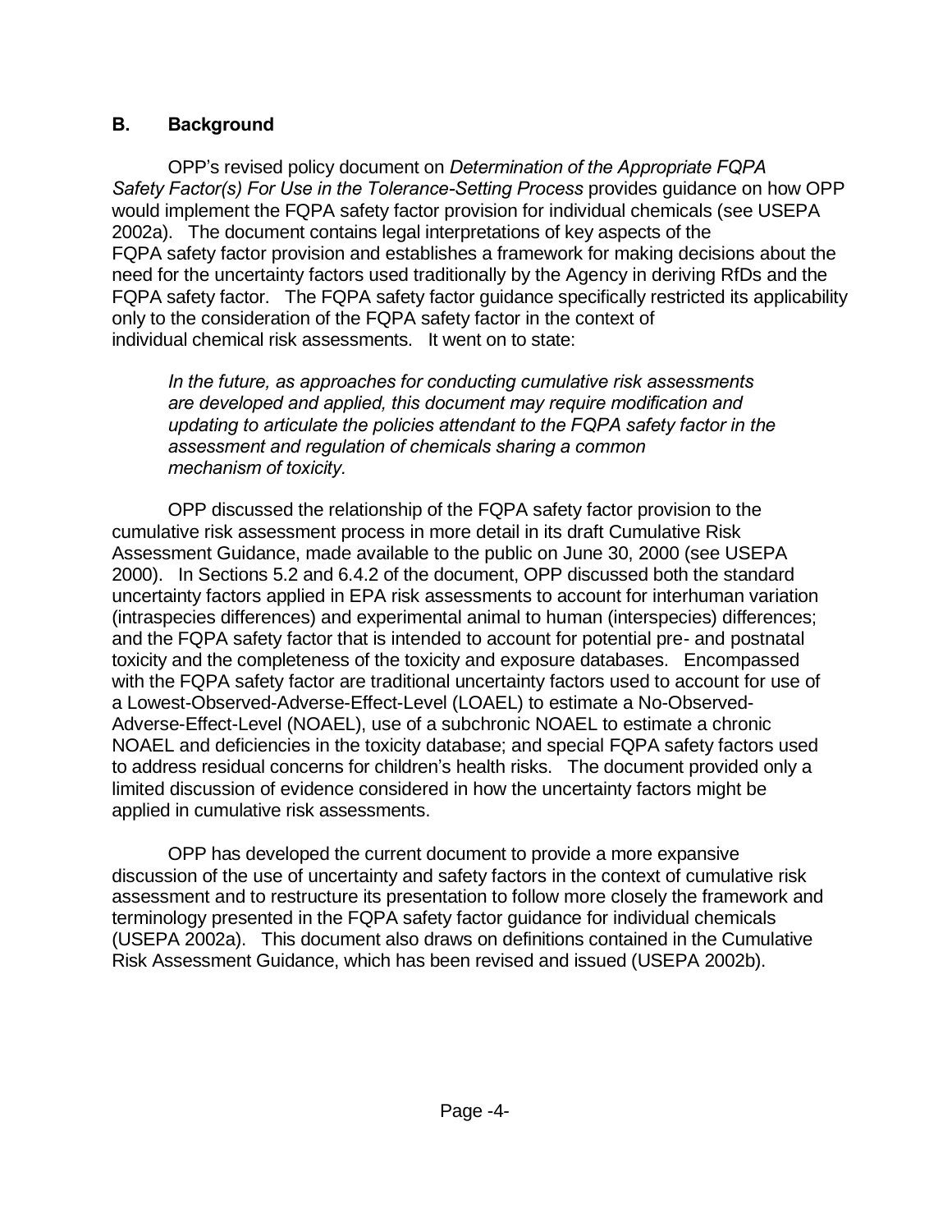## B. Background

OPP's revised policy document on *Determination of the Appropriate FQPA Safety Factor(s) For Use in the Tolerance-Setting Process* provides guidance on how OPP would implement the FQPA safety factor provision for individual chemicals (see USEPA 2002a). The document contains legal interpretations of key aspects of the FQPA safety factor provision and establishes a framework for making decisions about the need for the uncertainty factors used traditionally by the Agency in deriving RfDs and the FQPA safety factor. The FQPA safety factor guidance specifically restricted its applicability only to the consideration of the FQPA safety factor in the context of individual chemical risk assessments. It went on to state:

> *In the future, as approaches for conducting cumulative risk assessments are developed and applied, this document may require modification and updating to articulate the policies attendant to the FQPA safety factor in the assessment and regulation of chemicals sharing a common mechanism of toxicity.*

OPP discussed the relationship of the FQPA safety factor provision to the cumulative risk assessment process in more detail in its draft Cumulative Risk Assessment Guidance, made available to the public on June 30, 2000 (see USEPA 2000). In Sections 5.2 and 6.4.2 of the document, OPP discussed both the standard uncertainty factors applied in EPA risk assessments to account for interhuman variation (intraspecies differences) and experimental animal to human (interspecies) differences; and the FQPA safety factor that is intended to account for potential pre- and postnatal toxicity and the completeness of the toxicity and exposure databases. Encompassed with the FQPA safety factor are traditional uncertainty factors used to account for use of a Lowest-Observed-Adverse-Effect-Level (LOAEL) to estimate a No-Observed-Adverse-Effect-Level (NOAEL), use of a subchronic NOAEL to estimate a chronic NOAEL and deficiencies in the toxicity database; and special FQPA safety factors used to address residual concerns for children's health risks. The document provided only a limited discussion of evidence considered in how the uncertainty factors might be applied in cumulative risk assessments.

OPP has developed the current document to provide a more expansive discussion of the use of uncertainty and safety factors in the context of cumulative risk assessment and to restructure its presentation to follow more closely the framework and terminology presented in the FQPA safety factor guidance for individual chemicals (USEPA 2002a). This document also draws on definitions contained in the Cumulative Risk Assessment Guidance, which has been revised and issued (USEPA 2002b).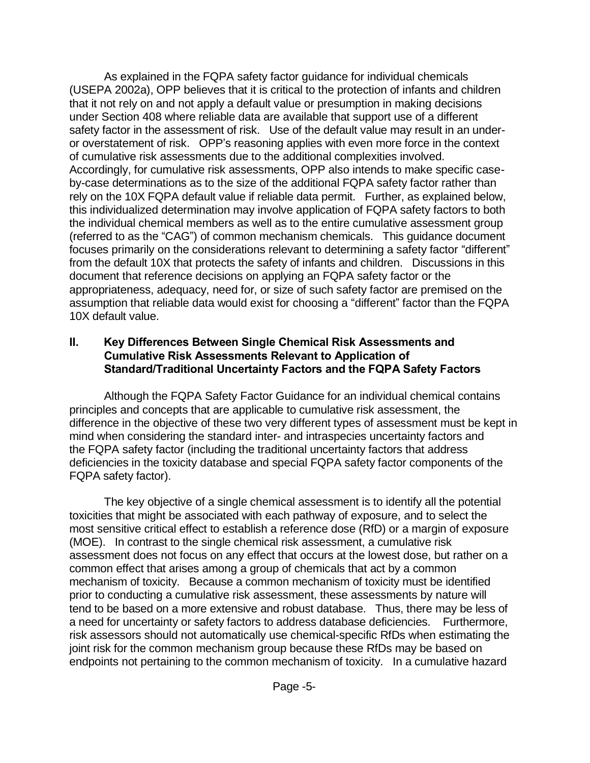As explained in the FQPA safety factor guidance for individual chemicals (USEPA 2002a), OPP believes that it is critical to the protection of infants and children that it not rely on and not apply a default value or presumption in making decisions under Section 408 where reliable data are available that support use of a different safety factor in the assessment of risk. Use of the default value may result in an under- or overstatement of risk. OPP's reasoning applies with even more force in the context of cumulative risk assessments due to the additional complexities involved. Accordingly, for cumulative risk assessments, OPP also intends to make specific case-by-case determinations as to the size of the additional FQPA safety factor rather than rely on the 10X FQPA default value if reliable data permit. Further, as explained below, this individualized determination may involve application of FQPA safety factors to both the individual chemical members as well as to the entire cumulative assessment group (referred to as the "CAG") of common mechanism chemicals. This guidance document focuses primarily on the considerations relevant to determining a safety factor "different" from the default 10X that protects the safety of infants and children. Discussions in this document that reference decisions on applying an FQPA safety factor or the appropriateness, adequacy, need for, or size of such safety factor are premised on the assumption that reliable data would exist for choosing a "different" factor than the FQPA 10X default value.

## II. Key Differences Between Single Chemical Risk Assessments and Cumulative Risk Assessments Relevant to Application of Standard/Traditional Uncertainty Factors and the FQPA Safety Factors

Although the FQPA Safety Factor Guidance for an individual chemical contains principles and concepts that are applicable to cumulative risk assessment, the difference in the objective of these two very different types of assessment must be kept in mind when considering the standard inter- and intraspecies uncertainty factors and the FQPA safety factor (including the traditional uncertainty factors that address deficiencies in the toxicity database and special FQPA safety factor components of the FQPA safety factor).

The key objective of a single chemical assessment is to identify all the potential toxicities that might be associated with each pathway of exposure, and to select the most sensitive critical effect to establish a reference dose (RfD) or a margin of exposure (MOE). In contrast to the single chemical risk assessment, a cumulative risk assessment does not focus on any effect that occurs at the lowest dose, but rather on a common effect that arises among a group of chemicals that act by a common mechanism of toxicity. Because a common mechanism of toxicity must be identified prior to conducting a cumulative risk assessment, these assessments by nature will tend to be based on a more extensive and robust database. Thus, there may be less of a need for uncertainty or safety factors to address database deficiencies. Furthermore, risk assessors should not automatically use chemical-specific RfDs when estimating the joint risk for the common mechanism group because these RfDs may be based on endpoints not pertaining to the common mechanism of toxicity. In a cumulative hazard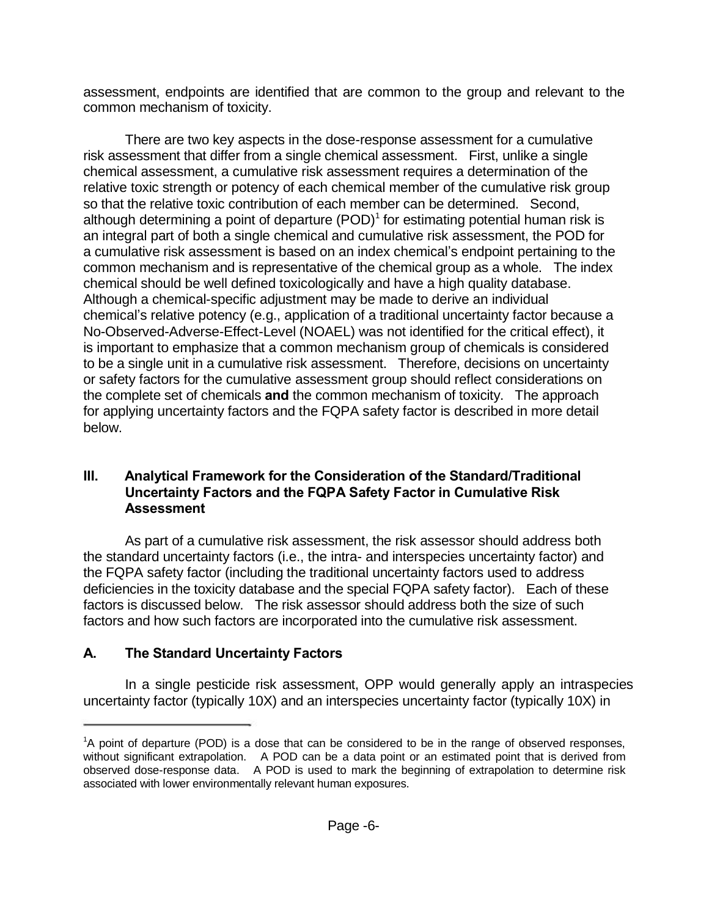assessment, endpoints are identified that are common to the group and relevant to the common mechanism of toxicity.

There are two key aspects in the dose-response assessment for a cumulative risk assessment that differ from a single chemical assessment. First, unlike a single chemical assessment, a cumulative risk assessment requires a determination of the relative toxic strength or potency of each chemical member of the cumulative risk group so that the relative toxic contribution of each member can be determined. Second, although determining a point of departure (POD)[1] for estimating potential human risk is an integral part of both a single chemical and cumulative risk assessment, the POD for a cumulative risk assessment is based on an index chemical's endpoint pertaining to the common mechanism and is representative of the chemical group as a whole. The index chemical should be well defined toxicologically and have a high quality database. Although a chemical-specific adjustment may be made to derive an individual chemical's relative potency (e.g., application of a traditional uncertainty factor because a No-Observed-Adverse-Effect-Level (NOAEL) was not identified for the critical effect), it is important to emphasize that a common mechanism group of chemicals is considered to be a single unit in a cumulative risk assessment. Therefore, decisions on uncertainty or safety factors for the cumulative assessment group should reflect considerations on the complete set of chemicals **and** the common mechanism of toxicity. The approach for applying uncertainty factors and the FQPA safety factor is described in more detail below.

## III. Analytical Framework for the Consideration of the Standard/Traditional Uncertainty Factors and the FQPA Safety Factor in Cumulative Risk Assessment

As part of a cumulative risk assessment, the risk assessor should address both the standard uncertainty factors (i.e., the intra- and interspecies uncertainty factor) and the FQPA safety factor (including the traditional uncertainty factors used to address deficiencies in the toxicity database and the special FQPA safety factor). Each of these factors is discussed below. The risk assessor should address both the size of such factors and how such factors are incorporated into the cumulative risk assessment.

### A. The Standard Uncertainty Factors

In a single pesticide risk assessment, OPP would generally apply an intraspecies uncertainty factor (typically 10X) and an interspecies uncertainty factor (typically 10X) in

---

[1] A point of departure (POD) is a dose that can be considered to be in the range of observed responses, without significant extrapolation. A POD can be a data point or an estimated point that is derived from observed dose-response data. A POD is used to mark the beginning of extrapolation to determine risk associated with lower environmentally relevant human exposures.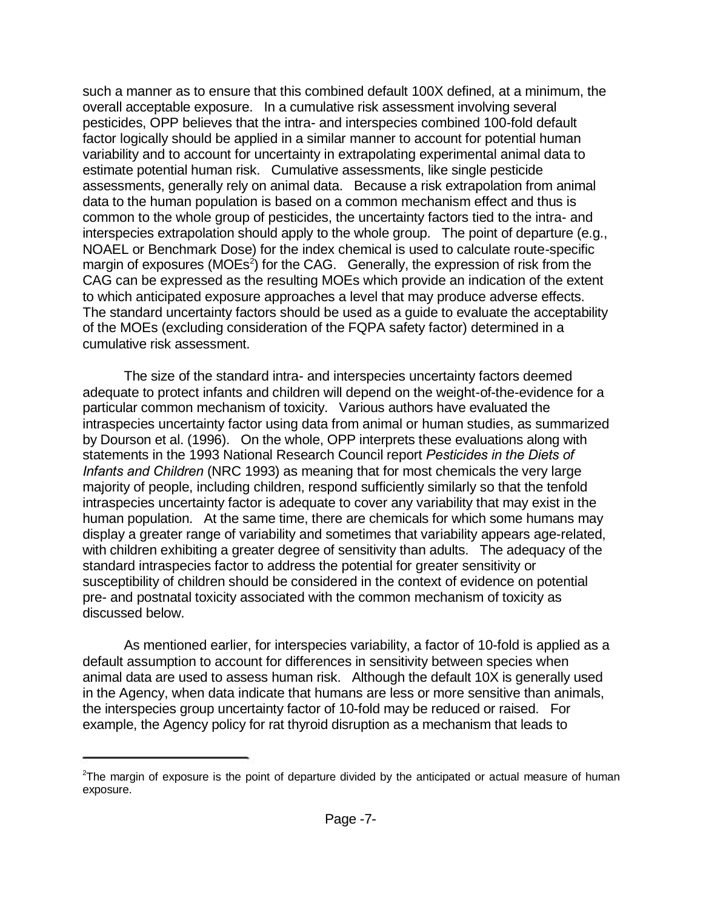such a manner as to ensure that this combined default 100X defined, at a minimum, the overall acceptable exposure. In a cumulative risk assessment involving several pesticides, OPP believes that the intra- and interspecies combined 100-fold default factor logically should be applied in a similar manner to account for potential human variability and to account for uncertainty in extrapolating experimental animal data to estimate potential human risk. Cumulative assessments, like single pesticide assessments, generally rely on animal data. Because a risk extrapolation from animal data to the human population is based on a common mechanism effect and thus is common to the whole group of pesticides, the uncertainty factors tied to the intra- and interspecies extrapolation should apply to the whole group. The point of departure (e.g., NOAEL or Benchmark Dose) for the index chemical is used to calculate route-specific margin of exposures (MOEs[2]) for the CAG. Generally, the expression of risk from the CAG can be expressed as the resulting MOEs which provide an indication of the extent to which anticipated exposure approaches a level that may produce adverse effects. The standard uncertainty factors should be used as a guide to evaluate the acceptability of the MOEs (excluding consideration of the FQPA safety factor) determined in a cumulative risk assessment.

The size of the standard intra- and interspecies uncertainty factors deemed adequate to protect infants and children will depend on the weight-of-the-evidence for a particular common mechanism of toxicity. Various authors have evaluated the intraspecies uncertainty factor using data from animal or human studies, as summarized by Dourson et al. (1996). On the whole, OPP interprets these evaluations along with statements in the 1993 National Research Council report *Pesticides in the Diets of Infants and Children* (NRC 1993) as meaning that for most chemicals the very large majority of people, including children, respond sufficiently similarly so that the tenfold intraspecies uncertainty factor is adequate to cover any variability that may exist in the human population. At the same time, there are chemicals for which some humans may display a greater range of variability and sometimes that variability appears age-related, with children exhibiting a greater degree of sensitivity than adults. The adequacy of the standard intraspecies factor to address the potential for greater sensitivity or susceptibility of children should be considered in the context of evidence on potential pre- and postnatal toxicity associated with the common mechanism of toxicity as discussed below.

As mentioned earlier, for interspecies variability, a factor of 10-fold is applied as a default assumption to account for differences in sensitivity between species when animal data are used to assess human risk. Although the default 10X is generally used in the Agency, when data indicate that humans are less or more sensitive than animals, the interspecies group uncertainty factor of 10-fold may be reduced or raised. For example, the Agency policy for rat thyroid disruption as a mechanism that leads to

[2] The margin of exposure is the point of departure divided by the anticipated or actual measure of human exposure.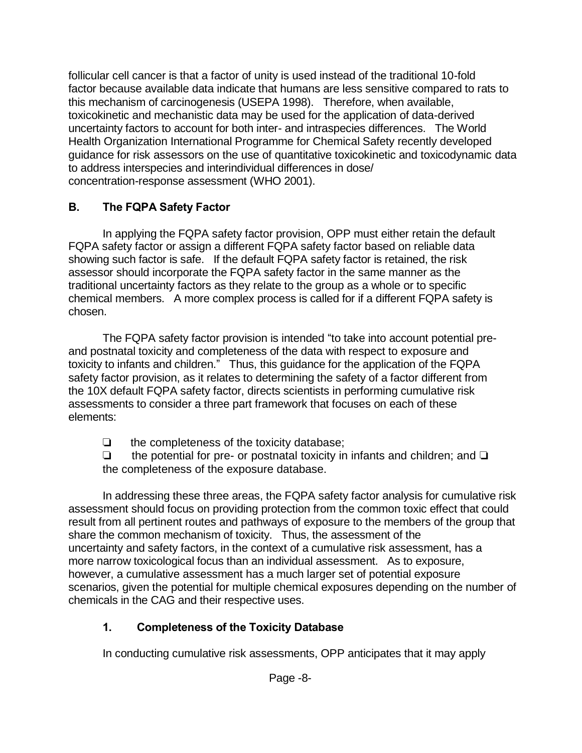follicular cell cancer is that a factor of unity is used instead of the traditional 10-fold factor because available data indicate that humans are less sensitive compared to rats to this mechanism of carcinogenesis (USEPA 1998). Therefore, when available, toxicokinetic and mechanistic data may be used for the application of data-derived uncertainty factors to account for both inter- and intraspecies differences. The World Health Organization International Programme for Chemical Safety recently developed guidance for risk assessors on the use of quantitative toxicokinetic and toxicodynamic data to address interspecies and interindividual differences in dose/concentration-response assessment (WHO 2001).

## B. The FQPA Safety Factor

In applying the FQPA safety factor provision, OPP must either retain the default FQPA safety factor or assign a different FQPA safety factor based on reliable data showing such factor is safe. If the default FQPA safety factor is retained, the risk assessor should incorporate the FQPA safety factor in the same manner as the traditional uncertainty factors as they relate to the group as a whole or to specific chemical members. A more complex process is called for if a different FQPA safety is chosen.

The FQPA safety factor provision is intended "to take into account potential pre- and postnatal toxicity and completeness of the data with respect to exposure and toxicity to infants and children." Thus, this guidance for the application of the FQPA safety factor provision, as it relates to determining the safety of a factor different from the 10X default FQPA safety factor, directs scientists in performing cumulative risk assessments to consider a three part framework that focuses on each of these elements:

- the completeness of the toxicity database;
- the potential for pre- or postnatal toxicity in infants and children; and
- the completeness of the exposure database.

In addressing these three areas, the FQPA safety factor analysis for cumulative risk assessment should focus on providing protection from the common toxic effect that could result from all pertinent routes and pathways of exposure to the members of the group that share the common mechanism of toxicity. Thus, the assessment of the uncertainty and safety factors, in the context of a cumulative risk assessment, has a more narrow toxicological focus than an individual assessment. As to exposure, however, a cumulative assessment has a much larger set of potential exposure scenarios, given the potential for multiple chemical exposures depending on the number of chemicals in the CAG and their respective uses.

### 1. Completeness of the Toxicity Database

In conducting cumulative risk assessments, OPP anticipates that it may apply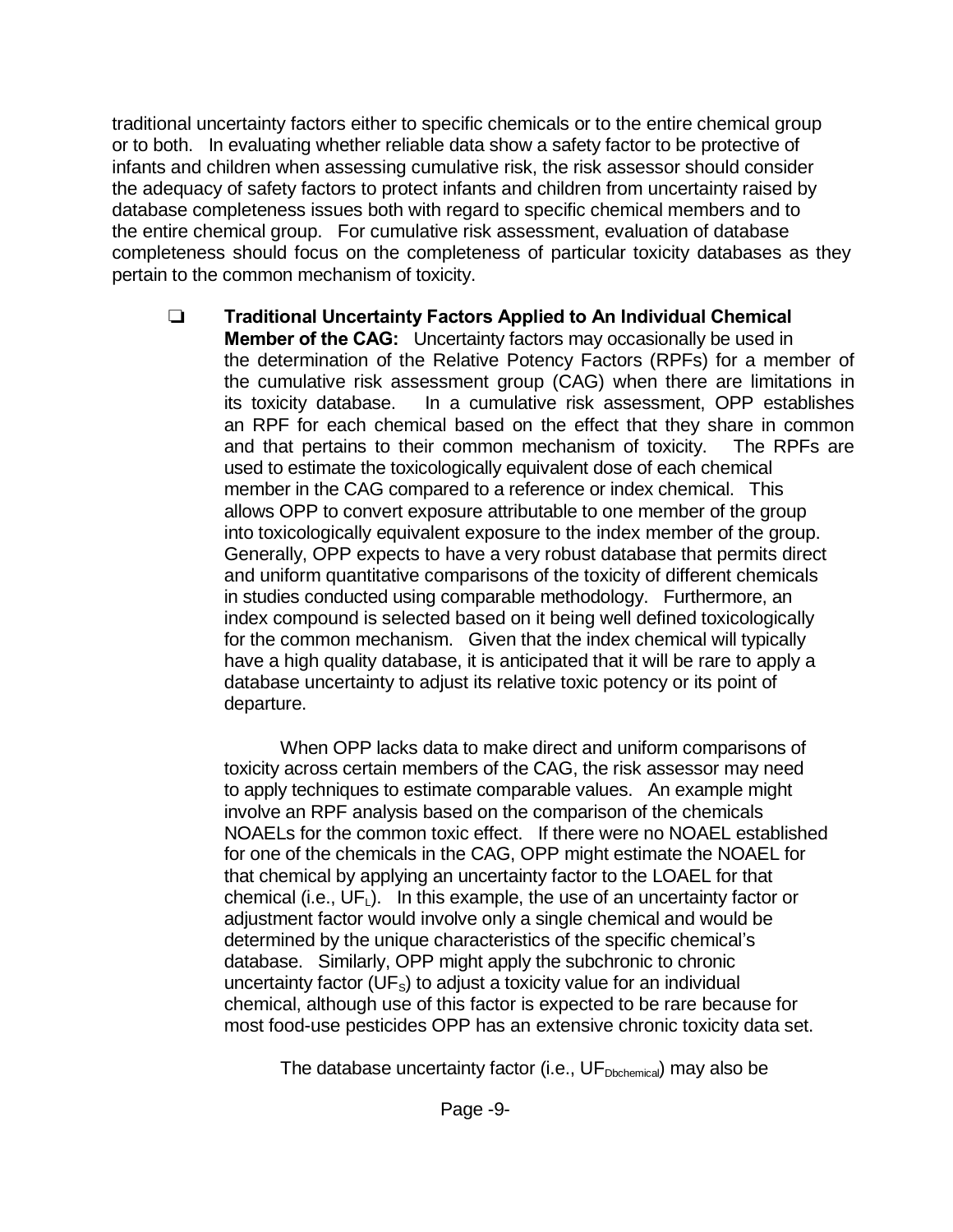traditional uncertainty factors either to specific chemicals or to the entire chemical group or to both. In evaluating whether reliable data show a safety factor to be protective of infants and children when assessing cumulative risk, the risk assessor should consider the adequacy of safety factors to protect infants and children from uncertainty raised by database completeness issues both with regard to specific chemical members and to the entire chemical group. For cumulative risk assessment, evaluation of database completeness should focus on the completeness of particular toxicity databases as they pertain to the common mechanism of toxicity.

- **Traditional Uncertainty Factors Applied to An Individual Chemical Member of the CAG:** Uncertainty factors may occasionally be used in the determination of the Relative Potency Factors (RPFs) for a member of the cumulative risk assessment group (CAG) when there are limitations in its toxicity database. In a cumulative risk assessment, OPP establishes an RPF for each chemical based on the effect that they share in common and that pertains to their common mechanism of toxicity. The RPFs are used to estimate the toxicologically equivalent dose of each chemical member in the CAG compared to a reference or index chemical. This allows OPP to convert exposure attributable to one member of the group into toxicologically equivalent exposure to the index member of the group. Generally, OPP expects to have a very robust database that permits direct and uniform quantitative comparisons of the toxicity of different chemicals in studies conducted using comparable methodology. Furthermore, an index compound is selected based on it being well defined toxicologically for the common mechanism. Given that the index chemical will typically have a high quality database, it is anticipated that it will be rare to apply a database uncertainty to adjust its relative toxic potency or its point of departure.

  When OPP lacks data to make direct and uniform comparisons of toxicity across certain members of the CAG, the risk assessor may need to apply techniques to estimate comparable values. An example might involve an RPF analysis based on the comparison of the chemicals NOAELs for the common toxic effect. If there were no NOAEL established for one of the chemicals in the CAG, OPP might estimate the NOAEL for that chemical by applying an uncertainty factor to the LOAEL for that chemical (i.e., $UF_L$). In this example, the use of an uncertainty factor or adjustment factor would involve only a single chemical and would be determined by the unique characteristics of the specific chemical's database. Similarly, OPP might apply the subchronic to chronic uncertainty factor ($UF_S$) to adjust a toxicity value for an individual chemical, although use of this factor is expected to be rare because for most food-use pesticides OPP has an extensive chronic toxicity data set.

  The database uncertainty factor (i.e., $UF_{Dbchemical}$) may also be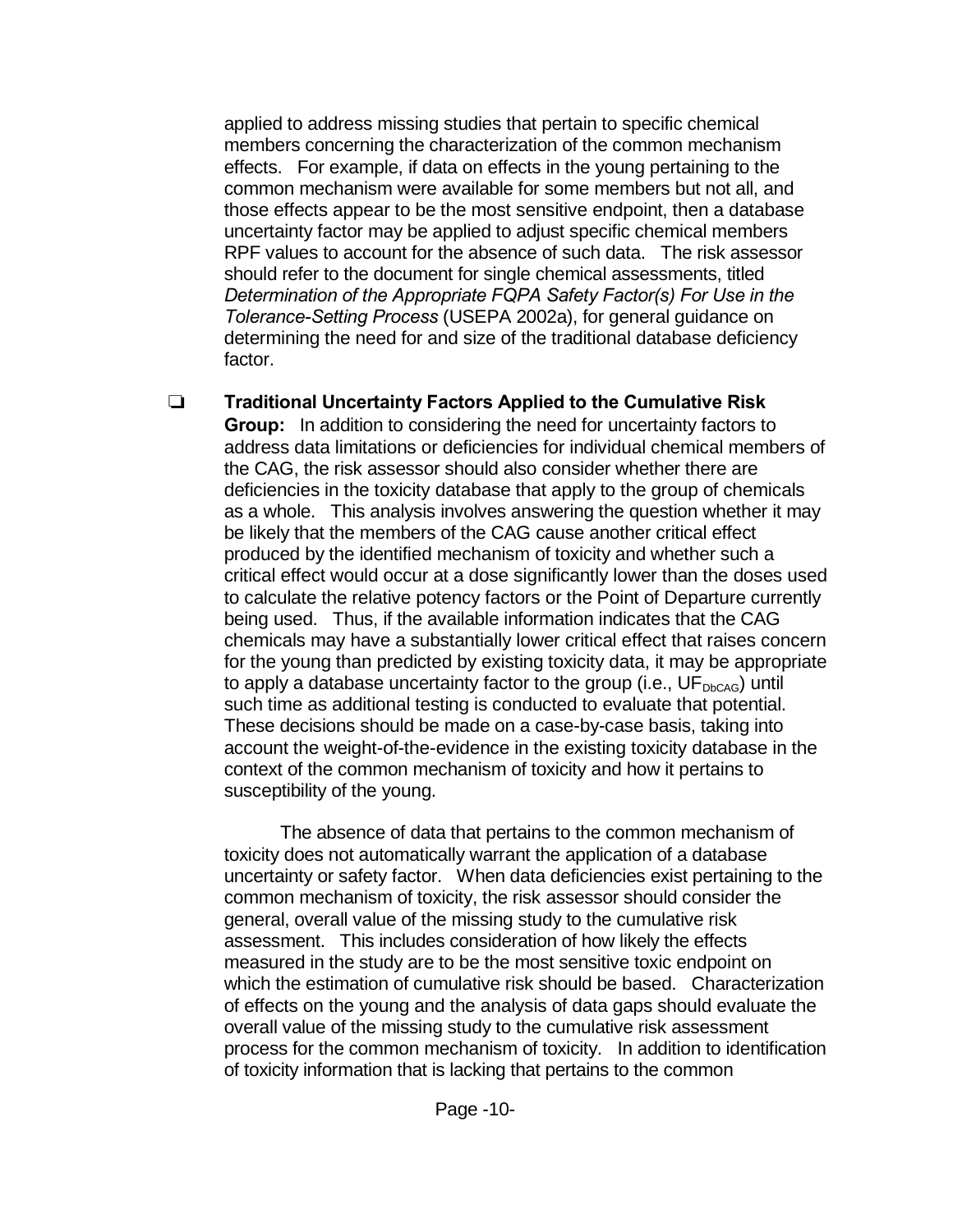applied to address missing studies that pertain to specific chemical members concerning the characterization of the common mechanism effects. For example, if data on effects in the young pertaining to the common mechanism were available for some members but not all, and those effects appear to be the most sensitive endpoint, then a database uncertainty factor may be applied to adjust specific chemical members RPF values to account for the absence of such data. The risk assessor should refer to the document for single chemical assessments, titled *Determination of the Appropriate FQPA Safety Factor(s) For Use in the Tolerance-Setting Process* (USEPA 2002a), for general guidance on determining the need for and size of the traditional database deficiency factor.

- **Traditional Uncertainty Factors Applied to the Cumulative Risk Group:** In addition to considering the need for uncertainty factors to address data limitations or deficiencies for individual chemical members of the CAG, the risk assessor should also consider whether there are deficiencies in the toxicity database that apply to the group of chemicals as a whole. This analysis involves answering the question whether it may be likely that the members of the CAG cause another critical effect produced by the identified mechanism of toxicity and whether such a critical effect would occur at a dose significantly lower than the doses used to calculate the relative potency factors or the Point of Departure currently being used. Thus, if the available information indicates that the CAG chemicals may have a substantially lower critical effect that raises concern for the young than predicted by existing toxicity data, it may be appropriate to apply a database uncertainty factor to the group (i.e., $UF_{DbCAG}$) until such time as additional testing is conducted to evaluate that potential. These decisions should be made on a case-by-case basis, taking into account the weight-of-the-evidence in the existing toxicity database in the context of the common mechanism of toxicity and how it pertains to susceptibility of the young.

  The absence of data that pertains to the common mechanism of toxicity does not automatically warrant the application of a database uncertainty or safety factor. When data deficiencies exist pertaining to the common mechanism of toxicity, the risk assessor should consider the general, overall value of the missing study to the cumulative risk assessment. This includes consideration of how likely the effects measured in the study are to be the most sensitive toxic endpoint on which the estimation of cumulative risk should be based. Characterization of effects on the young and the analysis of data gaps should evaluate the overall value of the missing study to the cumulative risk assessment process for the common mechanism of toxicity. In addition to identification of toxicity information that is lacking that pertains to the common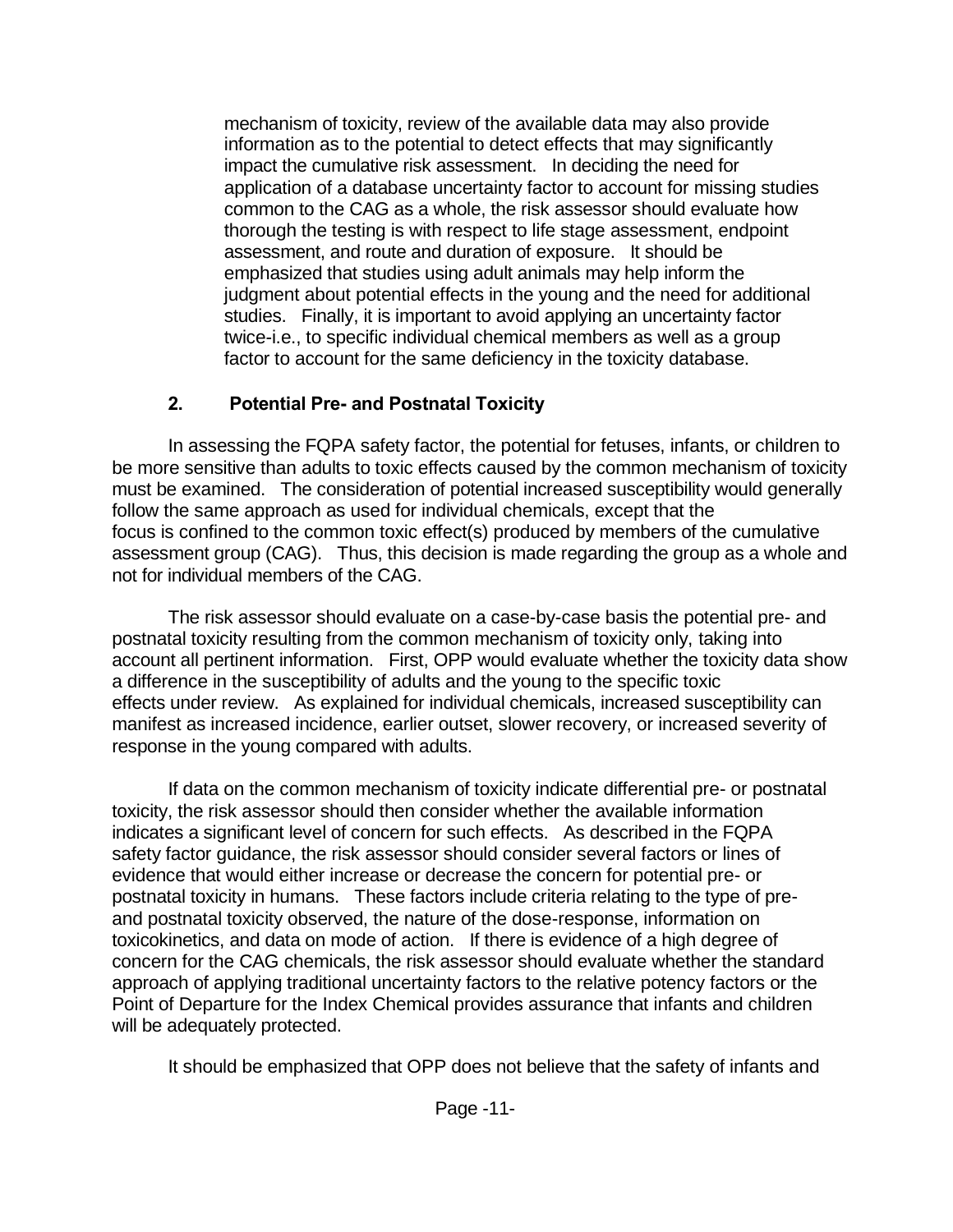mechanism of toxicity, review of the available data may also provide information as to the potential to detect effects that may significantly impact the cumulative risk assessment. In deciding the need for application of a database uncertainty factor to account for missing studies common to the CAG as a whole, the risk assessor should evaluate how thorough the testing is with respect to life stage assessment, endpoint assessment, and route and duration of exposure. It should be emphasized that studies using adult animals may help inform the judgment about potential effects in the young and the need for additional studies. Finally, it is important to avoid applying an uncertainty factor twice-i.e., to specific individual chemical members as well as a group factor to account for the same deficiency in the toxicity database.

### 2. Potential Pre- and Postnatal Toxicity

In assessing the FQPA safety factor, the potential for fetuses, infants, or children to be more sensitive than adults to toxic effects caused by the common mechanism of toxicity must be examined. The consideration of potential increased susceptibility would generally follow the same approach as used for individual chemicals, except that the focus is confined to the common toxic effect(s) produced by members of the cumulative assessment group (CAG). Thus, this decision is made regarding the group as a whole and not for individual members of the CAG.

The risk assessor should evaluate on a case-by-case basis the potential pre- and postnatal toxicity resulting from the common mechanism of toxicity only, taking into account all pertinent information. First, OPP would evaluate whether the toxicity data show a difference in the susceptibility of adults and the young to the specific toxic effects under review. As explained for individual chemicals, increased susceptibility can manifest as increased incidence, earlier outset, slower recovery, or increased severity of response in the young compared with adults.

If data on the common mechanism of toxicity indicate differential pre- or postnatal toxicity, the risk assessor should then consider whether the available information indicates a significant level of concern for such effects. As described in the FQPA safety factor guidance, the risk assessor should consider several factors or lines of evidence that would either increase or decrease the concern for potential pre- or postnatal toxicity in humans. These factors include criteria relating to the type of pre- and postnatal toxicity observed, the nature of the dose-response, information on toxicokinetics, and data on mode of action. If there is evidence of a high degree of concern for the CAG chemicals, the risk assessor should evaluate whether the standard approach of applying traditional uncertainty factors to the relative potency factors or the Point of Departure for the Index Chemical provides assurance that infants and children will be adequately protected.

It should be emphasized that OPP does not believe that the safety of infants and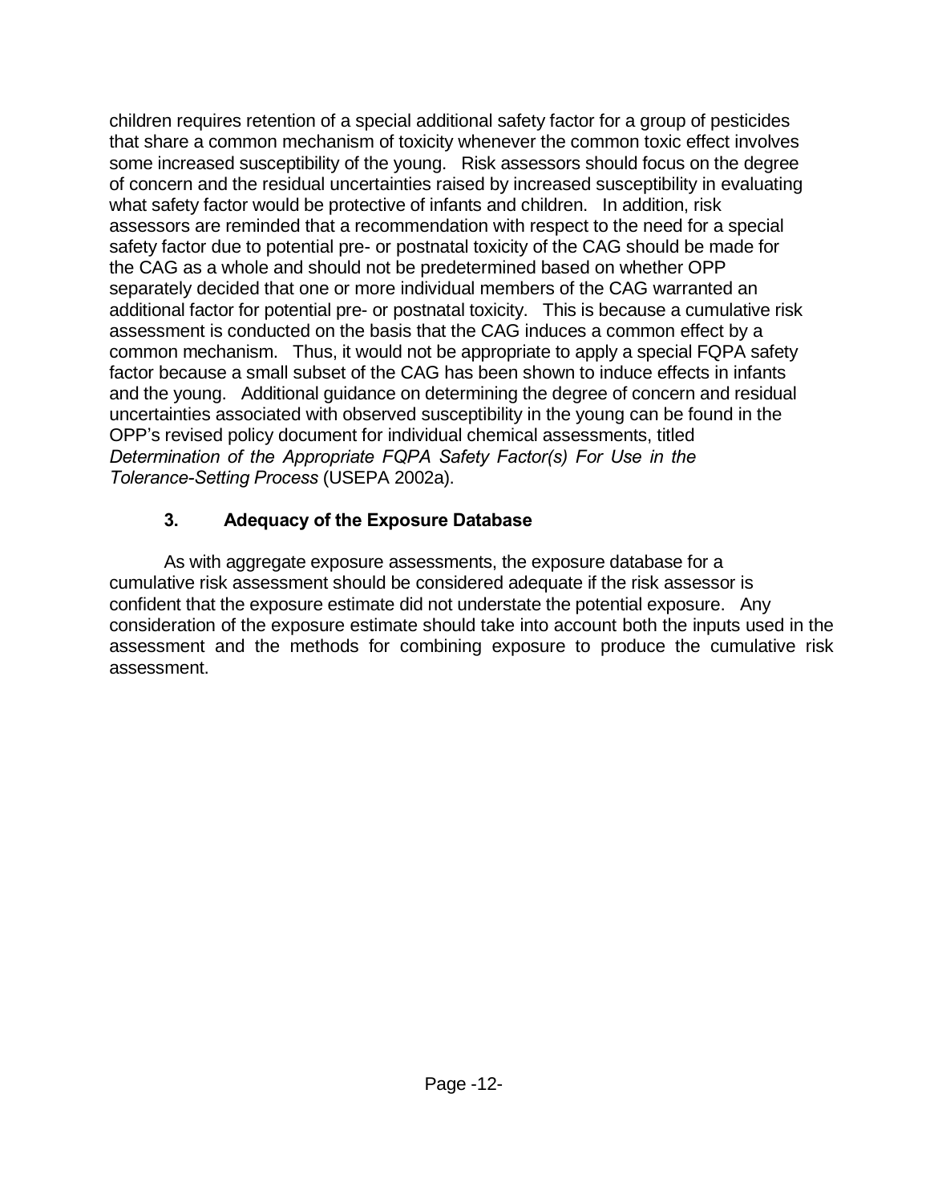children requires retention of a special additional safety factor for a group of pesticides that share a common mechanism of toxicity whenever the common toxic effect involves some increased susceptibility of the young. Risk assessors should focus on the degree of concern and the residual uncertainties raised by increased susceptibility in evaluating what safety factor would be protective of infants and children. In addition, risk assessors are reminded that a recommendation with respect to the need for a special safety factor due to potential pre- or postnatal toxicity of the CAG should be made for the CAG as a whole and should not be predetermined based on whether OPP separately decided that one or more individual members of the CAG warranted an additional factor for potential pre- or postnatal toxicity. This is because a cumulative risk assessment is conducted on the basis that the CAG induces a common effect by a common mechanism. Thus, it would not be appropriate to apply a special FQPA safety factor because a small subset of the CAG has been shown to induce effects in infants and the young. Additional guidance on determining the degree of concern and residual uncertainties associated with observed susceptibility in the young can be found in the OPP's revised policy document for individual chemical assessments, titled *Determination of the Appropriate FQPA Safety Factor(s) For Use in the Tolerance-Setting Process* (USEPA 2002a).

### 3. Adequacy of the Exposure Database

As with aggregate exposure assessments, the exposure database for a cumulative risk assessment should be considered adequate if the risk assessor is confident that the exposure estimate did not understate the potential exposure. Any consideration of the exposure estimate should take into account both the inputs used in the assessment and the methods for combining exposure to produce the cumulative risk assessment.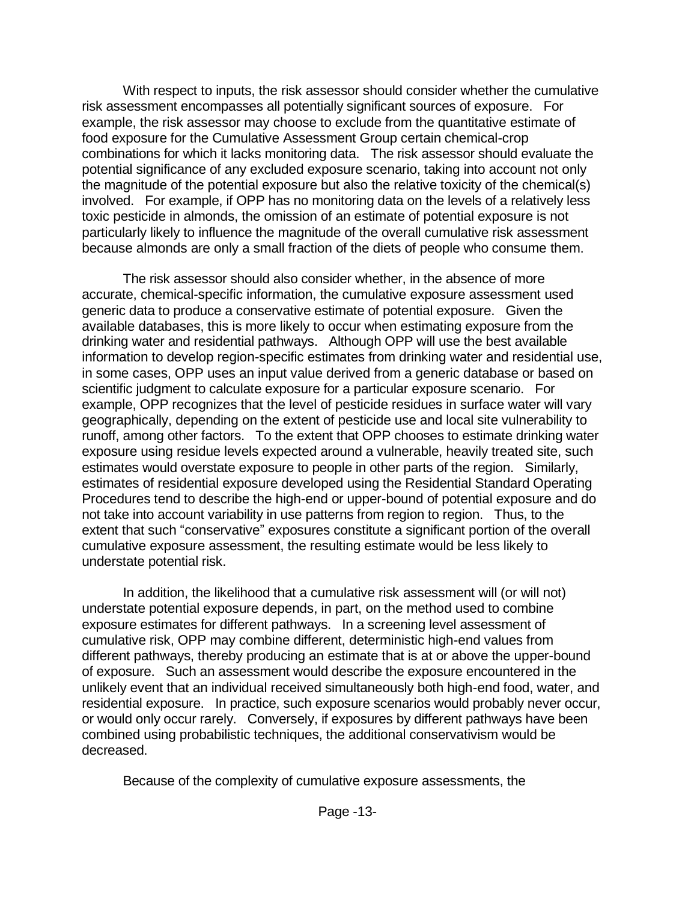With respect to inputs, the risk assessor should consider whether the cumulative risk assessment encompasses all potentially significant sources of exposure. For example, the risk assessor may choose to exclude from the quantitative estimate of food exposure for the Cumulative Assessment Group certain chemical-crop combinations for which it lacks monitoring data. The risk assessor should evaluate the potential significance of any excluded exposure scenario, taking into account not only the magnitude of the potential exposure but also the relative toxicity of the chemical(s) involved. For example, if OPP has no monitoring data on the levels of a relatively less toxic pesticide in almonds, the omission of an estimate of potential exposure is not particularly likely to influence the magnitude of the overall cumulative risk assessment because almonds are only a small fraction of the diets of people who consume them.

The risk assessor should also consider whether, in the absence of more accurate, chemical-specific information, the cumulative exposure assessment used generic data to produce a conservative estimate of potential exposure. Given the available databases, this is more likely to occur when estimating exposure from the drinking water and residential pathways. Although OPP will use the best available information to develop region-specific estimates from drinking water and residential use, in some cases, OPP uses an input value derived from a generic database or based on scientific judgment to calculate exposure for a particular exposure scenario. For example, OPP recognizes that the level of pesticide residues in surface water will vary geographically, depending on the extent of pesticide use and local site vulnerability to runoff, among other factors. To the extent that OPP chooses to estimate drinking water exposure using residue levels expected around a vulnerable, heavily treated site, such estimates would overstate exposure to people in other parts of the region. Similarly, estimates of residential exposure developed using the Residential Standard Operating Procedures tend to describe the high-end or upper-bound of potential exposure and do not take into account variability in use patterns from region to region. Thus, to the extent that such "conservative" exposures constitute a significant portion of the overall cumulative exposure assessment, the resulting estimate would be less likely to understate potential risk.

In addition, the likelihood that a cumulative risk assessment will (or will not) understate potential exposure depends, in part, on the method used to combine exposure estimates for different pathways. In a screening level assessment of cumulative risk, OPP may combine different, deterministic high-end values from different pathways, thereby producing an estimate that is at or above the upper-bound of exposure. Such an assessment would describe the exposure encountered in the unlikely event that an individual received simultaneously both high-end food, water, and residential exposure. In practice, such exposure scenarios would probably never occur, or would only occur rarely. Conversely, if exposures by different pathways have been combined using probabilistic techniques, the additional conservativism would be decreased.

Because of the complexity of cumulative exposure assessments, the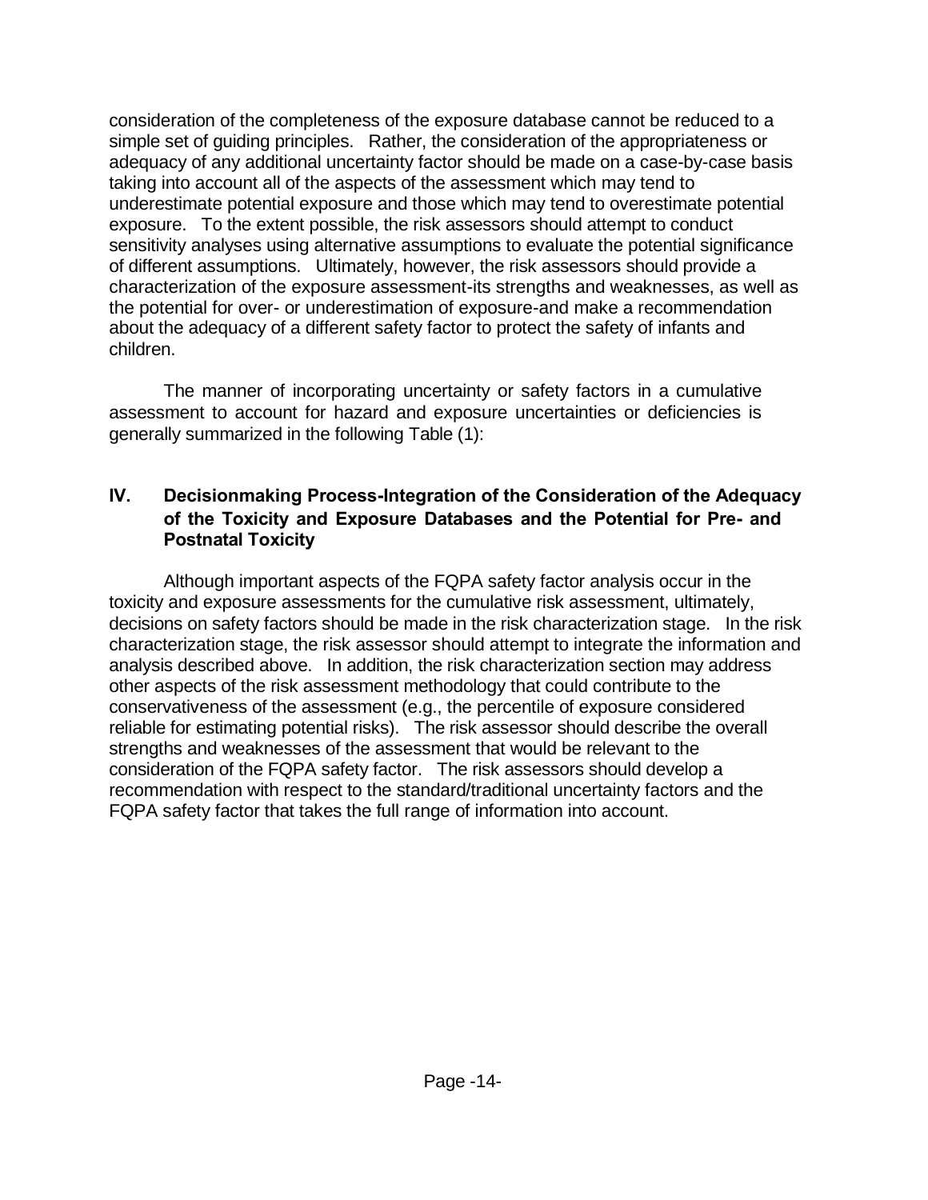consideration of the completeness of the exposure database cannot be reduced to a simple set of guiding principles. Rather, the consideration of the appropriateness or adequacy of any additional uncertainty factor should be made on a case-by-case basis taking into account all of the aspects of the assessment which may tend to underestimate potential exposure and those which may tend to overestimate potential exposure. To the extent possible, the risk assessors should attempt to conduct sensitivity analyses using alternative assumptions to evaluate the potential significance of different assumptions. Ultimately, however, the risk assessors should provide a characterization of the exposure assessment-its strengths and weaknesses, as well as the potential for over- or underestimation of exposure-and make a recommendation about the adequacy of a different safety factor to protect the safety of infants and children.

The manner of incorporating uncertainty or safety factors in a cumulative assessment to account for hazard and exposure uncertainties or deficiencies is generally summarized in the following Table (1):

## IV. Decisionmaking Process-Integration of the Consideration of the Adequacy of the Toxicity and Exposure Databases and the Potential for Pre- and Postnatal Toxicity

Although important aspects of the FQPA safety factor analysis occur in the toxicity and exposure assessments for the cumulative risk assessment, ultimately, decisions on safety factors should be made in the risk characterization stage. In the risk characterization stage, the risk assessor should attempt to integrate the information and analysis described above. In addition, the risk characterization section may address other aspects of the risk assessment methodology that could contribute to the conservativeness of the assessment (e.g., the percentile of exposure considered reliable for estimating potential risks). The risk assessor should describe the overall strengths and weaknesses of the assessment that would be relevant to the consideration of the FQPA safety factor. The risk assessors should develop a recommendation with respect to the standard/traditional uncertainty factors and the FQPA safety factor that takes the full range of information into account.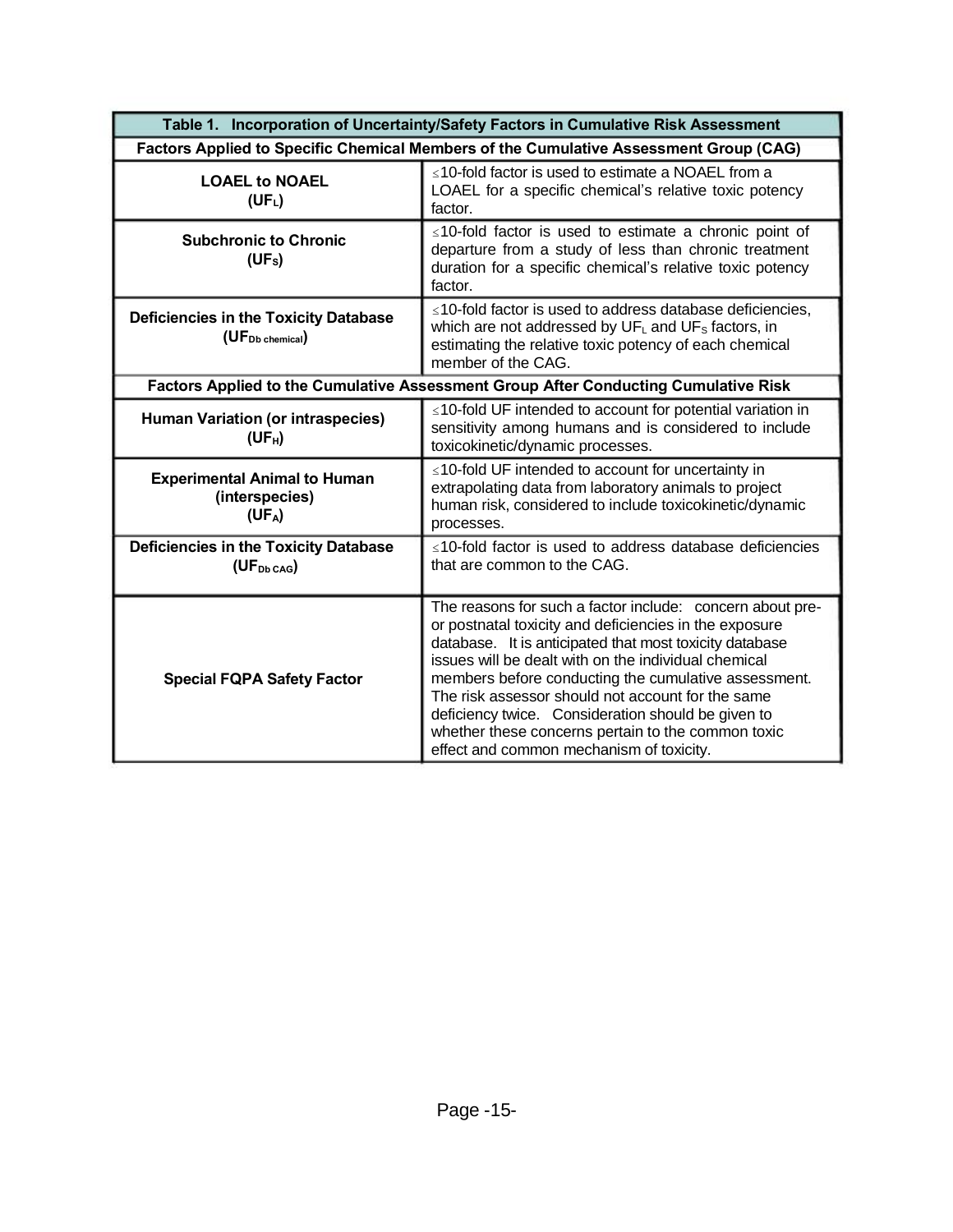| Table 1. Incorporation of Uncertainty/Safety Factors in Cumulative Risk Assessment | |
|---|---|
| **Factors Applied to Specific Chemical Members of the Cumulative Assessment Group (CAG)** | |
| **LOAEL to NOAEL ($UF_L$)** | ≤10-fold factor is used to estimate a NOAEL from a LOAEL for a specific chemical's relative toxic potency factor. |
| **Subchronic to Chronic ($UF_S$)** | ≤10-fold factor is used to estimate a chronic point of departure from a study of less than chronic treatment duration for a specific chemical's relative toxic potency factor. |
| **Deficiencies in the Toxicity Database ($UF_{Db\ chemical}$)** | ≤10-fold factor is used to address database deficiencies, which are not addressed by $UF_L$ and $UF_S$ factors, in estimating the relative toxic potency of each chemical member of the CAG. |
| **Factors Applied to the Cumulative Assessment Group After Conducting Cumulative Risk** | |
| **Human Variation (or intraspecies) ($UF_H$)** | ≤10-fold UF intended to account for potential variation in sensitivity among humans and is considered to include toxicokinetic/dynamic processes. |
| **Experimental Animal to Human (interspecies) ($UF_A$)** | ≤10-fold UF intended to account for uncertainty in extrapolating data from laboratory animals to project human risk, considered to include toxicokinetic/dynamic processes. |
| **Deficiencies in the Toxicity Database ($UF_{Db\ CAG}$)** | ≤10-fold factor is used to address database deficiencies that are common to the CAG. |
| **Special FQPA Safety Factor** | The reasons for such a factor include: concern about pre- or postnatal toxicity and deficiencies in the exposure database. It is anticipated that most toxicity database issues will be dealt with on the individual chemical members before conducting the cumulative assessment. The risk assessor should not account for the same deficiency twice. Consideration should be given to whether these concerns pertain to the common toxic effect and common mechanism of toxicity. |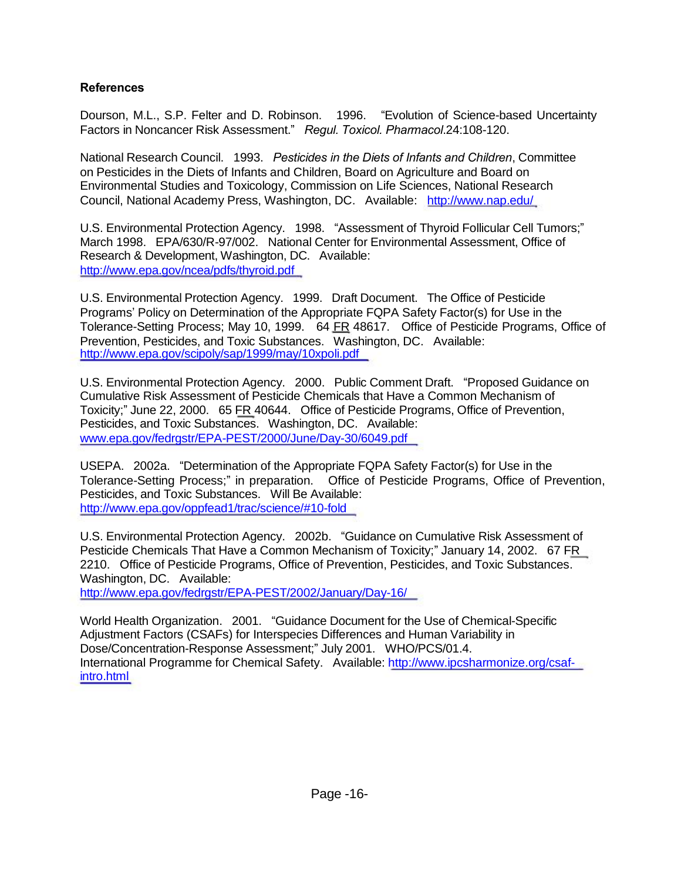## References

Dourson, M.L., S.P. Felter and D. Robinson. 1996. "Evolution of Science-based Uncertainty Factors in Noncancer Risk Assessment." *Regul. Toxicol. Pharmacol.*24:108-120.

National Research Council. 1993. *Pesticides in the Diets of Infants and Children*, Committee on Pesticides in the Diets of Infants and Children, Board on Agriculture and Board on Environmental Studies and Toxicology, Commission on Life Sciences, National Research Council, National Academy Press, Washington, DC. Available: http://www.nap.edu/

U.S. Environmental Protection Agency. 1998. "Assessment of Thyroid Follicular Cell Tumors;" March 1998. EPA/630/R-97/002. National Center for Environmental Assessment, Office of Research & Development, Washington, DC. Available: http://www.epa.gov/ncea/pdfs/thyroid.pdf

U.S. Environmental Protection Agency. 1999. Draft Document. The Office of Pesticide Programs' Policy on Determination of the Appropriate FQPA Safety Factor(s) for Use in the Tolerance-Setting Process; May 10, 1999. 64 FR 48617. Office of Pesticide Programs, Office of Prevention, Pesticides, and Toxic Substances. Washington, DC. Available: http://www.epa.gov/scipoly/sap/1999/may/10xpoli.pdf

U.S. Environmental Protection Agency. 2000. Public Comment Draft. "Proposed Guidance on Cumulative Risk Assessment of Pesticide Chemicals that Have a Common Mechanism of Toxicity;" June 22, 2000. 65 FR 40644. Office of Pesticide Programs, Office of Prevention, Pesticides, and Toxic Substances. Washington, DC. Available: www.epa.gov/fedrgstr/EPA-PEST/2000/June/Day-30/6049.pdf

USEPA. 2002a. "Determination of the Appropriate FQPA Safety Factor(s) for Use in the Tolerance-Setting Process;" in preparation. Office of Pesticide Programs, Office of Prevention, Pesticides, and Toxic Substances. Will Be Available: http://www.epa.gov/oppfead1/trac/science/#10-fold

U.S. Environmental Protection Agency. 2002b. "Guidance on Cumulative Risk Assessment of Pesticide Chemicals That Have a Common Mechanism of Toxicity;" January 14, 2002. 67 FR 2210. Office of Pesticide Programs, Office of Prevention, Pesticides, and Toxic Substances. Washington, DC. Available: http://www.epa.gov/fedrgstr/EPA-PEST/2002/January/Day-16/

World Health Organization. 2001. "Guidance Document for the Use of Chemical-Specific Adjustment Factors (CSAFs) for Interspecies Differences and Human Variability in Dose/Concentration-Response Assessment;" July 2001. WHO/PCS/01.4. International Programme for Chemical Safety. Available: http://www.ipcsharmonize.org/csaf-intro.html